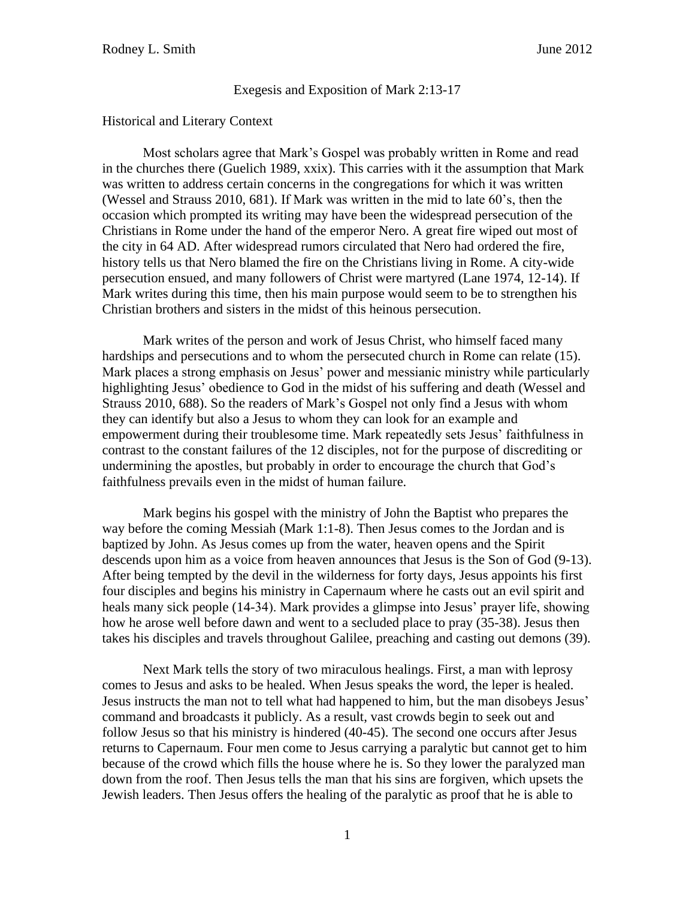Rodney L. Smith June 2012

# Exegesis and Exposition of Mark 2:13-17

## Historical and Literary Context

Most scholars agree that Mark's Gospel was probably written in Rome and read in the churches there (Guelich 1989, xxix). This carries with it the assumption that Mark was written to address certain concerns in the congregations for which it was written (Wessel and Strauss 2010, 681). If Mark was written in the mid to late 60's, then the occasion which prompted its writing may have been the widespread persecution of the Christians in Rome under the hand of the emperor Nero. A great fire wiped out most of the city in 64 AD. After widespread rumors circulated that Nero had ordered the fire, history tells us that Nero blamed the fire on the Christians living in Rome. A city-wide persecution ensued, and many followers of Christ were martyred (Lane 1974, 12-14). If Mark writes during this time, then his main purpose would seem to be to strengthen his Christian brothers and sisters in the midst of this heinous persecution.

Mark writes of the person and work of Jesus Christ, who himself faced many hardships and persecutions and to whom the persecuted church in Rome can relate (15). Mark places a strong emphasis on Jesus' power and messianic ministry while particularly highlighting Jesus' obedience to God in the midst of his suffering and death (Wessel and Strauss 2010, 688). So the readers of Mark's Gospel not only find a Jesus with whom they can identify but also a Jesus to whom they can look for an example and empowerment during their troublesome time. Mark repeatedly sets Jesus' faithfulness in contrast to the constant failures of the 12 disciples, not for the purpose of discrediting or undermining the apostles, but probably in order to encourage the church that God's faithfulness prevails even in the midst of human failure.

Mark begins his gospel with the ministry of John the Baptist who prepares the way before the coming Messiah (Mark 1:1-8). Then Jesus comes to the Jordan and is baptized by John. As Jesus comes up from the water, heaven opens and the Spirit descends upon him as a voice from heaven announces that Jesus is the Son of God (9-13). After being tempted by the devil in the wilderness for forty days, Jesus appoints his first four disciples and begins his ministry in Capernaum where he casts out an evil spirit and heals many sick people (14-34). Mark provides a glimpse into Jesus' prayer life, showing how he arose well before dawn and went to a secluded place to pray (35-38). Jesus then takes his disciples and travels throughout Galilee, preaching and casting out demons (39).

Next Mark tells the story of two miraculous healings. First, a man with leprosy comes to Jesus and asks to be healed. When Jesus speaks the word, the leper is healed. Jesus instructs the man not to tell what had happened to him, but the man disobeys Jesus' command and broadcasts it publicly. As a result, vast crowds begin to seek out and follow Jesus so that his ministry is hindered (40-45). The second one occurs after Jesus returns to Capernaum. Four men come to Jesus carrying a paralytic but cannot get to him because of the crowd which fills the house where he is. So they lower the paralyzed man down from the roof. Then Jesus tells the man that his sins are forgiven, which upsets the Jewish leaders. Then Jesus offers the healing of the paralytic as proof that he is able to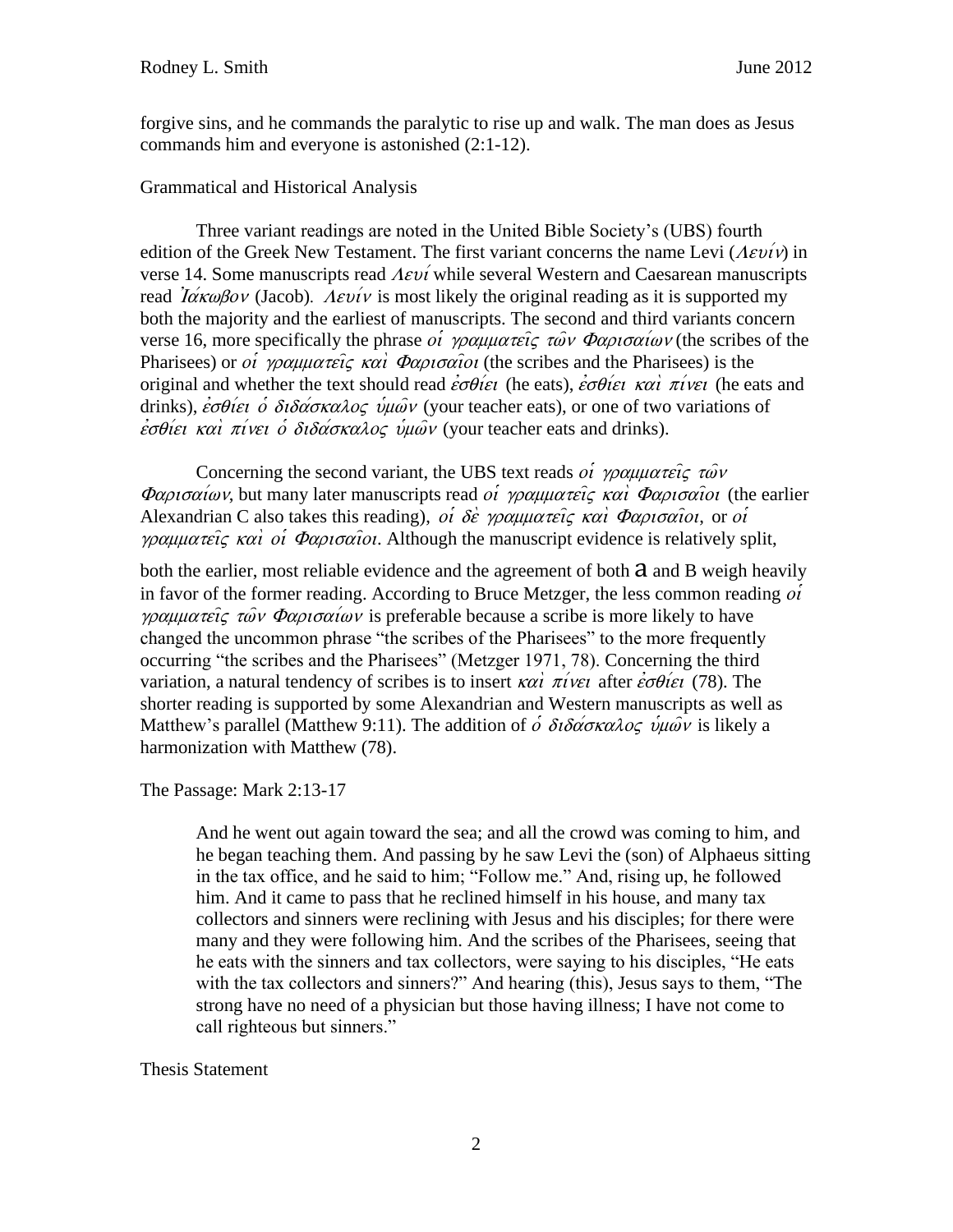forgive sins, and he commands the paralytic to rise up and walk. The man does as Jesus commands him and everyone is astonished (2:1-12).

Grammatical and Historical Analysis

Three variant readings are noted in the United Bible Society's (UBS) fourth edition of the Greek New Testament. The first variant concerns the name Levi (*Λευίν*) in verse 14. Some manuscripts read *Λευί* while several Western and Caesarean manuscripts read *Ἰάκωβον* (Jacob). *Λευίν* is most likely the original reading as it is supported my both the majority and the earliest of manuscripts. The second and third variants concern verse 16, more specifically the phrase *οἱ γραμματεῖς τῶν Φαρισαίων* (the scribes of the Pharisees) or *οἱ γραμματεῖς καὶ Φαρισαῖοι* (the scribes and the Pharisees) is the original and whether the text should read *ἐσθίει* (he eats), *ἐσθίει καὶ πίνει* (he eats and drinks), *ἐσθίει ὁ διδάσκαλος ὑμῶν* (your teacher eats), or one of two variations of *ἐσθίει καὶ πίνει ὁ διδάσκαλος ὑμῶν* (your teacher eats and drinks).

Concerning the second variant, the UBS text reads *οἱ γραμματεῖς τῶν Φαρισαίων*, but many later manuscripts read *οἱ γραμματεῖς καὶ Φαρισαῖοι* (the earlier Alexandrian C also takes this reading), *οἱ δὲ γραμματεῖς καὶ Φαρισαῖοι*, or *οἱ γραμματεῖς καὶ οἱ Φαρισαῖοι*. Although the manuscript evidence is relatively split, both the earlier, most reliable evidence and the agreement of both a and B weigh heavily in favor of the former reading. According to Bruce Metzger, the less common reading *οἱ γραμματεῖς τῶν Φαρισαίων* is preferable because a scribe is more likely to have changed the uncommon phrase "the scribes of the Pharisees" to the more frequently occurring "the scribes and the Pharisees" (Metzger 1971, 78). Concerning the third variation, a natural tendency of scribes is to insert *καὶ πίνει* after *ἐσθίει* (78). The shorter reading is supported by some Alexandrian and Western manuscripts as well as Matthew's parallel (Matthew 9:11). The addition of *ὁ διδάσκαλος ὑμῶν* is likely a harmonization with Matthew (78).

The Passage: Mark 2:13-17

> And he went out again toward the sea; and all the crowd was coming to him, and he began teaching them. And passing by he saw Levi the (son) of Alphaeus sitting in the tax office, and he said to him; "Follow me." And, rising up, he followed him. And it came to pass that he reclined himself in his house, and many tax collectors and sinners were reclining with Jesus and his disciples; for there were many and they were following him. And the scribes of the Pharisees, seeing that he eats with the sinners and tax collectors, were saying to his disciples, "He eats with the tax collectors and sinners?" And hearing (this), Jesus says to them, "The strong have no need of a physician but those having illness; I have not come to call righteous but sinners."

Thesis Statement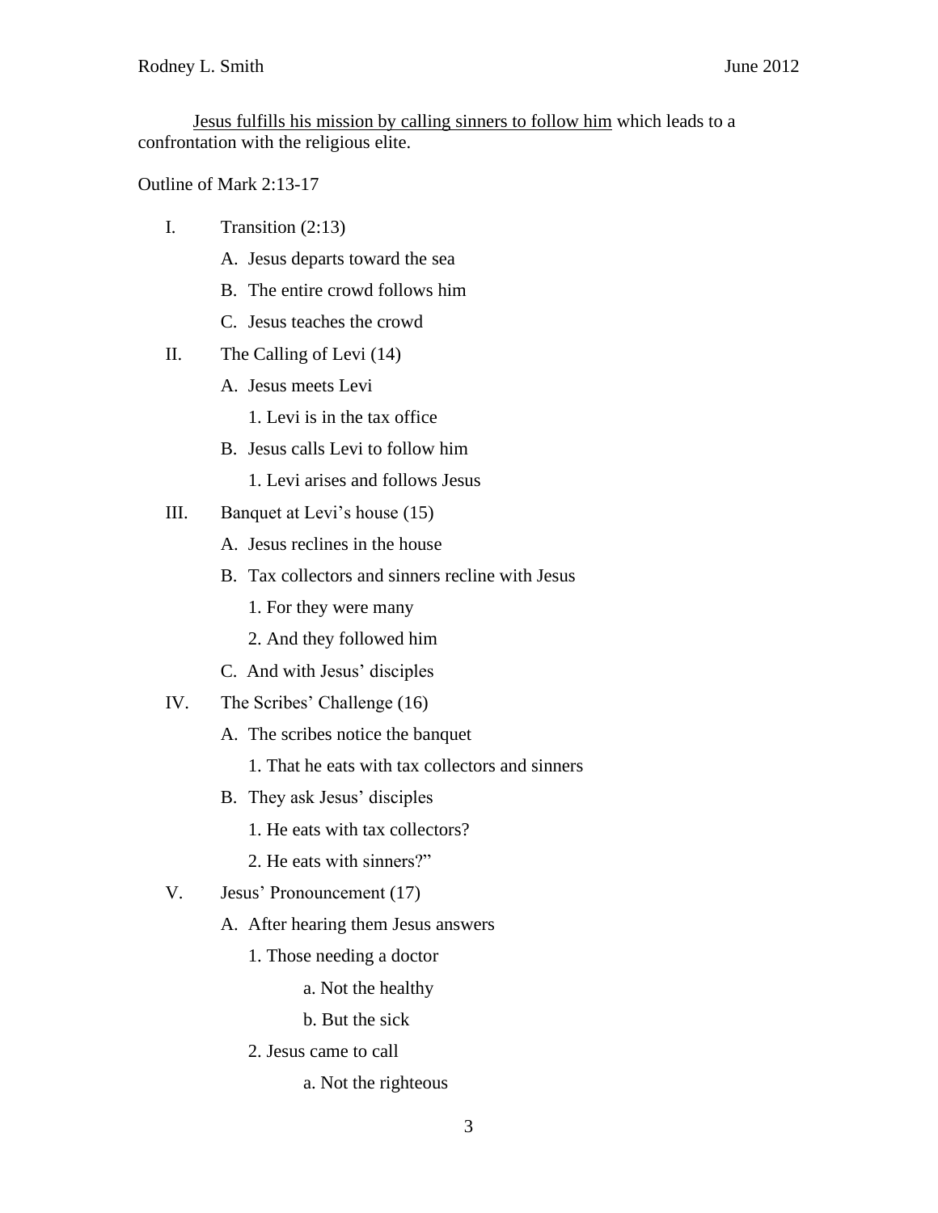<u>Jesus fulfills his mission by calling sinners to follow him</u> which leads to a confrontation with the religious elite.

Outline of Mark 2:13-17

I. Transition (2:13)
   - A. Jesus departs toward the sea
   - B. The entire crowd follows him
   - C. Jesus teaches the crowd

II. The Calling of Levi (14)
   - A. Jesus meets Levi
     - 1. Levi is in the tax office
   - B. Jesus calls Levi to follow him
     - 1. Levi arises and follows Jesus

III. Banquet at Levi's house (15)
   - A. Jesus reclines in the house
   - B. Tax collectors and sinners recline with Jesus
     - 1. For they were many
     - 2. And they followed him
   - C. And with Jesus' disciples

IV. The Scribes' Challenge (16)
   - A. The scribes notice the banquet
     - 1. That he eats with tax collectors and sinners
   - B. They ask Jesus' disciples
     - 1. He eats with tax collectors?
     - 2. He eats with sinners?"

V. Jesus' Pronouncement (17)
   - A. After hearing them Jesus answers
     - 1. Those needing a doctor
       - a. Not the healthy
       - b. But the sick
     - 2. Jesus came to call
       - a. Not the righteous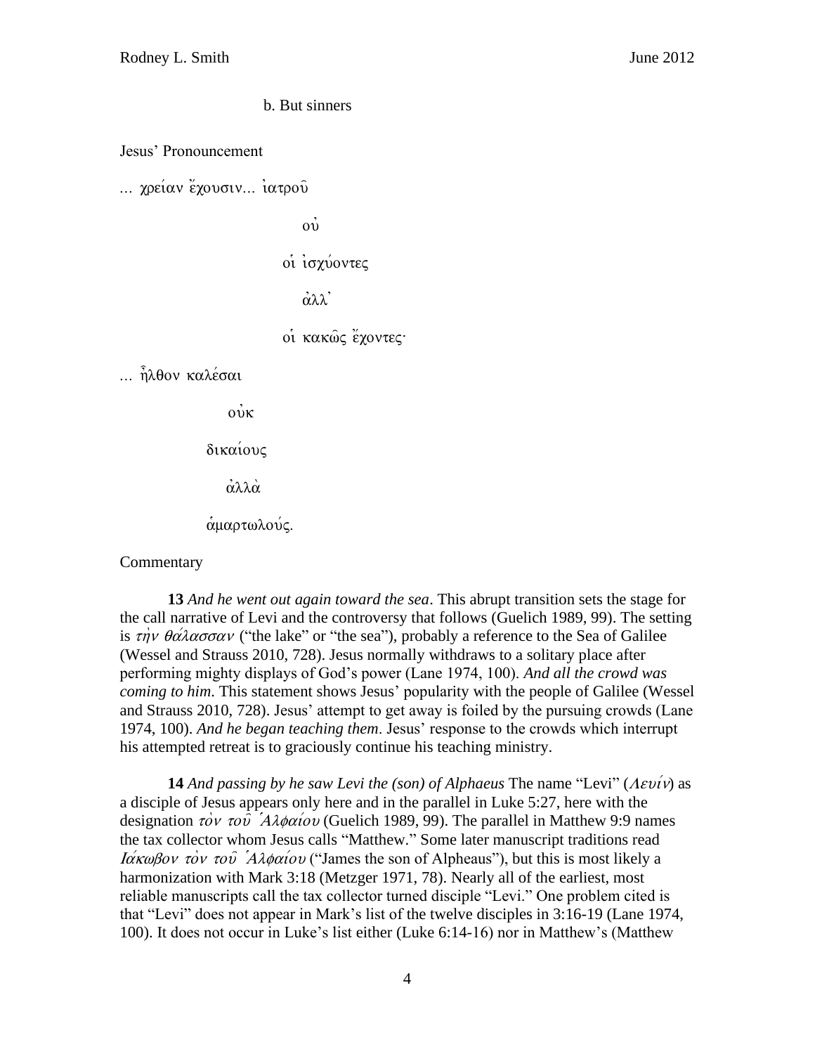b. But sinners

Jesus' Pronouncement

... χρείαν ἔχουσιν... ἰατροῦ

οὐ

οἱ ἰσχύοντες

ἀλλ᾽

οἱ κακῶς ἔχοντες·

... ἦλθον καλέσαι

οὐκ

δικαίους

ἀλλὰ

ἁμαρτωλούς.

Commentary

**13** *And he went out again toward the sea*. This abrupt transition sets the stage for the call narrative of Levi and the controversy that follows (Guelich 1989, 99). The setting is *τὴν θάλασσαν* ("the lake" or "the sea"), probably a reference to the Sea of Galilee (Wessel and Strauss 2010, 728). Jesus normally withdraws to a solitary place after performing mighty displays of God's power (Lane 1974, 100). *And all the crowd was coming to him*. This statement shows Jesus' popularity with the people of Galilee (Wessel and Strauss 2010, 728). Jesus' attempt to get away is foiled by the pursuing crowds (Lane 1974, 100). *And he began teaching them*. Jesus' response to the crowds which interrupt his attempted retreat is to graciously continue his teaching ministry.

**14** *And passing by he saw Levi the (son) of Alphaeus* The name "Levi" (*Λευίν*) as a disciple of Jesus appears only here and in the parallel in Luke 5:27, here with the designation *τὸν τοῦ Ἁλφαίου* (Guelich 1989, 99). The parallel in Matthew 9:9 names the tax collector whom Jesus calls "Matthew." Some later manuscript traditions read *Ιάκωβον τὸν τοῦ Ἁλφαίου* ("James the son of Alpheaus"), but this is most likely a harmonization with Mark 3:18 (Metzger 1971, 78). Nearly all of the earliest, most reliable manuscripts call the tax collector turned disciple "Levi." One problem cited is that "Levi" does not appear in Mark's list of the twelve disciples in 3:16-19 (Lane 1974, 100). It does not occur in Luke's list either (Luke 6:14-16) nor in Matthew's (Matthew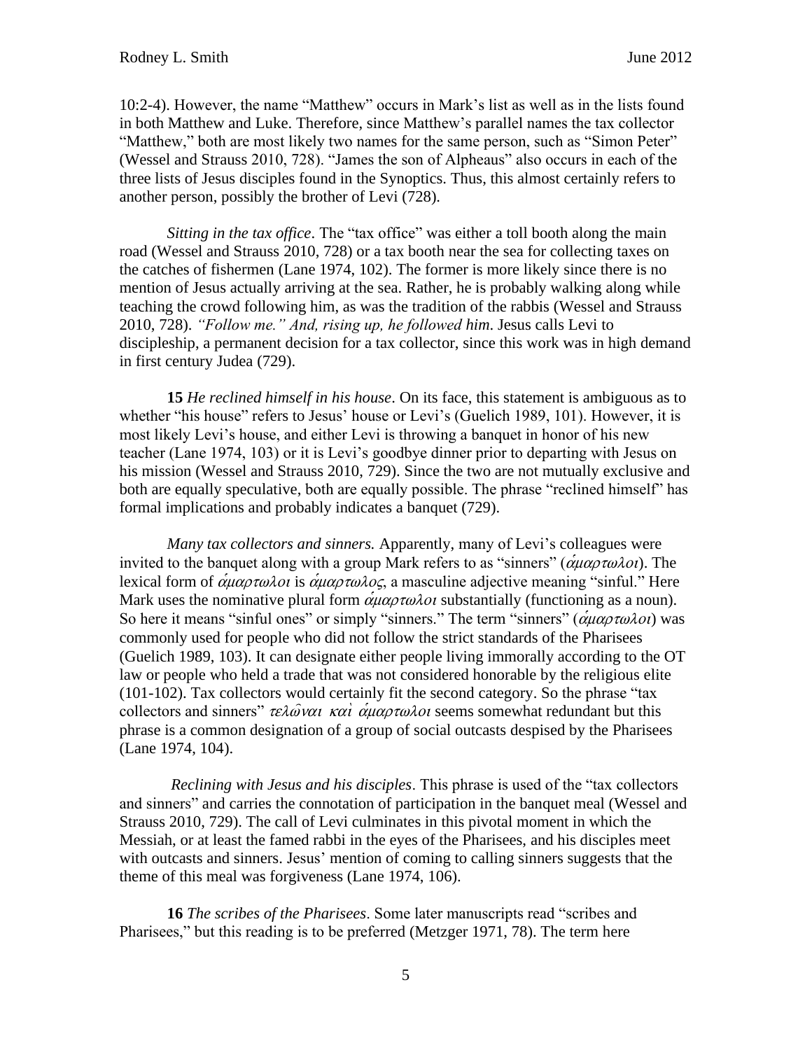10:2-4). However, the name "Matthew" occurs in Mark's list as well as in the lists found in both Matthew and Luke. Therefore, since Matthew's parallel names the tax collector "Matthew," both are most likely two names for the same person, such as "Simon Peter" (Wessel and Strauss 2010, 728). "James the son of Alpheaus" also occurs in each of the three lists of Jesus disciples found in the Synoptics. Thus, this almost certainly refers to another person, possibly the brother of Levi (728).

*Sitting in the tax office*. The "tax office" was either a toll booth along the main road (Wessel and Strauss 2010, 728) or a tax booth near the sea for collecting taxes on the catches of fishermen (Lane 1974, 102). The former is more likely since there is no mention of Jesus actually arriving at the sea. Rather, he is probably walking along while teaching the crowd following him, as was the tradition of the rabbis (Wessel and Strauss 2010, 728). *"Follow me." And, rising up, he followed him*. Jesus calls Levi to discipleship, a permanent decision for a tax collector, since this work was in high demand in first century Judea (729).

**15** *He reclined himself in his house*. On its face, this statement is ambiguous as to whether "his house" refers to Jesus' house or Levi's (Guelich 1989, 101). However, it is most likely Levi's house, and either Levi is throwing a banquet in honor of his new teacher (Lane 1974, 103) or it is Levi's goodbye dinner prior to departing with Jesus on his mission (Wessel and Strauss 2010, 729). Since the two are not mutually exclusive and both are equally speculative, both are equally possible. The phrase "reclined himself" has formal implications and probably indicates a banquet (729).

*Many tax collectors and sinners.* Apparently, many of Levi's colleagues were invited to the banquet along with a group Mark refers to as "sinners" (*ἁμαρτωλοι*). The lexical form of *ἁμαρτωλοι* is *ἁμαρτωλος*, a masculine adjective meaning "sinful." Here Mark uses the nominative plural form *ἁμαρτωλοι* substantially (functioning as a noun). So here it means "sinful ones" or simply "sinners." The term "sinners" (*ἁμαρτωλοι*) was commonly used for people who did not follow the strict standards of the Pharisees (Guelich 1989, 103). It can designate either people living immorally according to the OT law or people who held a trade that was not considered honorable by the religious elite (101-102). Tax collectors would certainly fit the second category. So the phrase "tax collectors and sinners" *τελῶναι καὶ ἁμαρτωλοι* seems somewhat redundant but this phrase is a common designation of a group of social outcasts despised by the Pharisees (Lane 1974, 104).

*Reclining with Jesus and his disciples*. This phrase is used of the "tax collectors and sinners" and carries the connotation of participation in the banquet meal (Wessel and Strauss 2010, 729). The call of Levi culminates in this pivotal moment in which the Messiah, or at least the famed rabbi in the eyes of the Pharisees, and his disciples meet with outcasts and sinners. Jesus' mention of coming to calling sinners suggests that the theme of this meal was forgiveness (Lane 1974, 106).

**16** *The scribes of the Pharisees*. Some later manuscripts read "scribes and Pharisees," but this reading is to be preferred (Metzger 1971, 78). The term here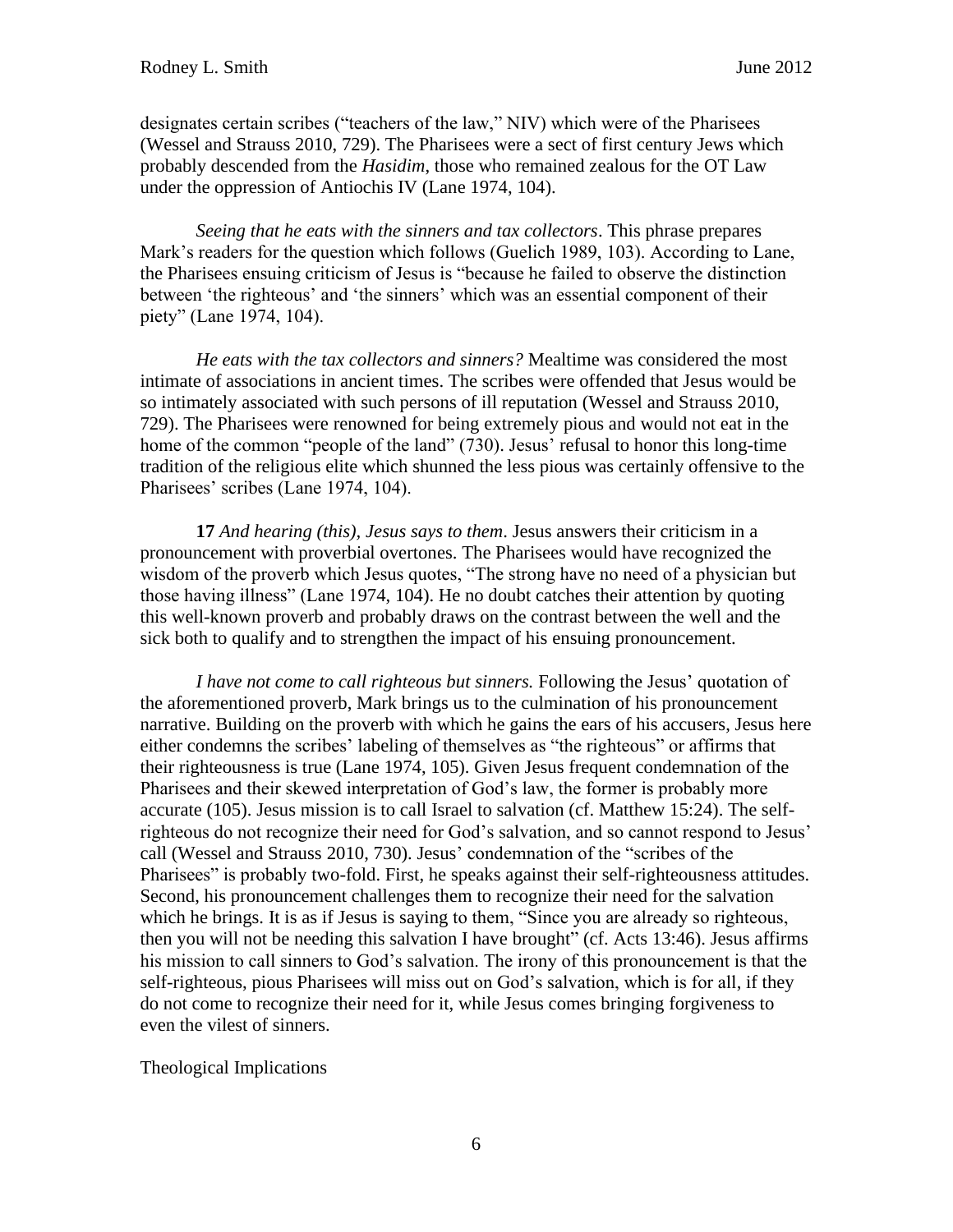designates certain scribes ("teachers of the law," NIV) which were of the Pharisees (Wessel and Strauss 2010, 729). The Pharisees were a sect of first century Jews which probably descended from the *Hasidim*, those who remained zealous for the OT Law under the oppression of Antiochis IV (Lane 1974, 104).

*Seeing that he eats with the sinners and tax collectors*. This phrase prepares Mark's readers for the question which follows (Guelich 1989, 103). According to Lane, the Pharisees ensuing criticism of Jesus is "because he failed to observe the distinction between 'the righteous' and 'the sinners' which was an essential component of their piety" (Lane 1974, 104).

*He eats with the tax collectors and sinners?* Mealtime was considered the most intimate of associations in ancient times. The scribes were offended that Jesus would be so intimately associated with such persons of ill reputation (Wessel and Strauss 2010, 729). The Pharisees were renowned for being extremely pious and would not eat in the home of the common "people of the land" (730). Jesus' refusal to honor this long-time tradition of the religious elite which shunned the less pious was certainly offensive to the Pharisees' scribes (Lane 1974, 104).

**17** *And hearing (this), Jesus says to them*. Jesus answers their criticism in a pronouncement with proverbial overtones. The Pharisees would have recognized the wisdom of the proverb which Jesus quotes, "The strong have no need of a physician but those having illness" (Lane 1974, 104). He no doubt catches their attention by quoting this well-known proverb and probably draws on the contrast between the well and the sick both to qualify and to strengthen the impact of his ensuing pronouncement.

*I have not come to call righteous but sinners.* Following the Jesus' quotation of the aforementioned proverb, Mark brings us to the culmination of his pronouncement narrative. Building on the proverb with which he gains the ears of his accusers, Jesus here either condemns the scribes' labeling of themselves as "the righteous" or affirms that their righteousness is true (Lane 1974, 105). Given Jesus frequent condemnation of the Pharisees and their skewed interpretation of God's law, the former is probably more accurate (105). Jesus mission is to call Israel to salvation (cf. Matthew 15:24). The self-righteous do not recognize their need for God's salvation, and so cannot respond to Jesus' call (Wessel and Strauss 2010, 730). Jesus' condemnation of the "scribes of the Pharisees" is probably two-fold. First, he speaks against their self-righteousness attitudes. Second, his pronouncement challenges them to recognize their need for the salvation which he brings. It is as if Jesus is saying to them, "Since you are already so righteous, then you will not be needing this salvation I have brought" (cf. Acts 13:46). Jesus affirms his mission to call sinners to God's salvation. The irony of this pronouncement is that the self-righteous, pious Pharisees will miss out on God's salvation, which is for all, if they do not come to recognize their need for it, while Jesus comes bringing forgiveness to even the vilest of sinners.

## Theological Implications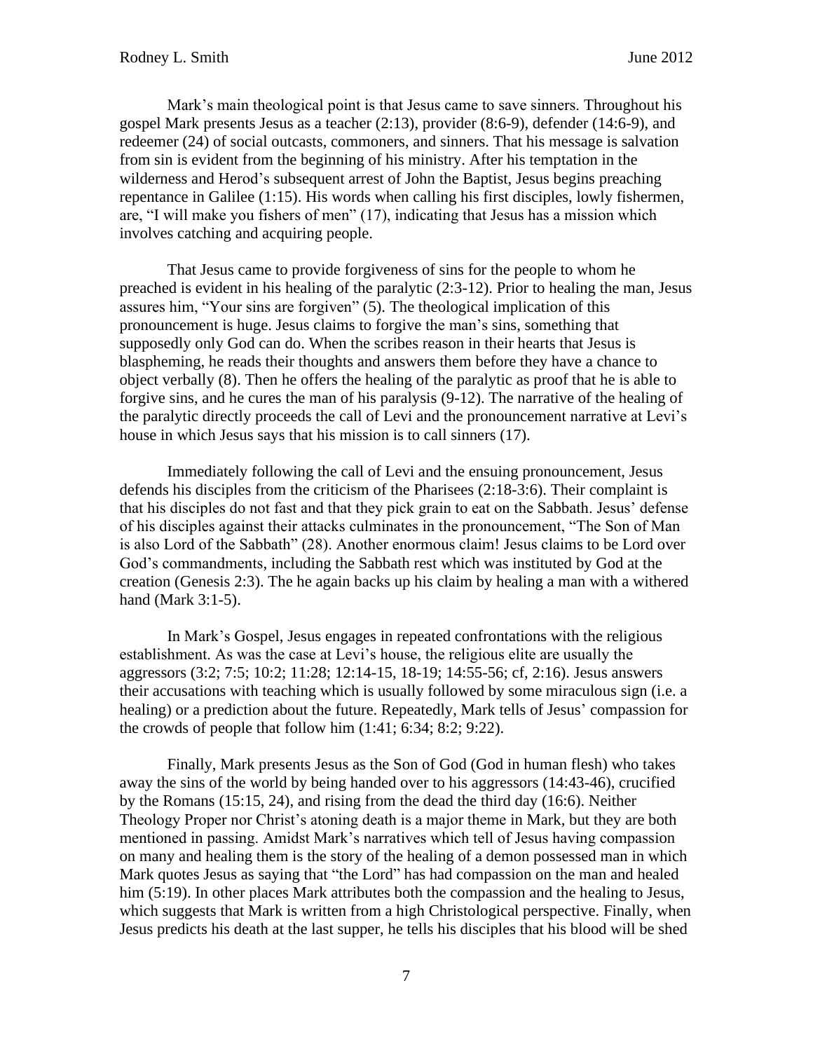Mark's main theological point is that Jesus came to save sinners. Throughout his gospel Mark presents Jesus as a teacher (2:13), provider (8:6-9), defender (14:6-9), and redeemer (24) of social outcasts, commoners, and sinners. That his message is salvation from sin is evident from the beginning of his ministry. After his temptation in the wilderness and Herod's subsequent arrest of John the Baptist, Jesus begins preaching repentance in Galilee (1:15). His words when calling his first disciples, lowly fishermen, are, "I will make you fishers of men" (17), indicating that Jesus has a mission which involves catching and acquiring people.

That Jesus came to provide forgiveness of sins for the people to whom he preached is evident in his healing of the paralytic (2:3-12). Prior to healing the man, Jesus assures him, "Your sins are forgiven" (5). The theological implication of this pronouncement is huge. Jesus claims to forgive the man's sins, something that supposedly only God can do. When the scribes reason in their hearts that Jesus is blaspheming, he reads their thoughts and answers them before they have a chance to object verbally (8). Then he offers the healing of the paralytic as proof that he is able to forgive sins, and he cures the man of his paralysis (9-12). The narrative of the healing of the paralytic directly proceeds the call of Levi and the pronouncement narrative at Levi's house in which Jesus says that his mission is to call sinners (17).

Immediately following the call of Levi and the ensuing pronouncement, Jesus defends his disciples from the criticism of the Pharisees (2:18-3:6). Their complaint is that his disciples do not fast and that they pick grain to eat on the Sabbath. Jesus' defense of his disciples against their attacks culminates in the pronouncement, "The Son of Man is also Lord of the Sabbath" (28). Another enormous claim! Jesus claims to be Lord over God's commandments, including the Sabbath rest which was instituted by God at the creation (Genesis 2:3). The he again backs up his claim by healing a man with a withered hand (Mark 3:1-5).

In Mark's Gospel, Jesus engages in repeated confrontations with the religious establishment. As was the case at Levi's house, the religious elite are usually the aggressors (3:2; 7:5; 10:2; 11:28; 12:14-15, 18-19; 14:55-56; cf, 2:16). Jesus answers their accusations with teaching which is usually followed by some miraculous sign (i.e. a healing) or a prediction about the future. Repeatedly, Mark tells of Jesus' compassion for the crowds of people that follow him (1:41; 6:34; 8:2; 9:22).

Finally, Mark presents Jesus as the Son of God (God in human flesh) who takes away the sins of the world by being handed over to his aggressors (14:43-46), crucified by the Romans (15:15, 24), and rising from the dead the third day (16:6). Neither Theology Proper nor Christ's atoning death is a major theme in Mark, but they are both mentioned in passing. Amidst Mark's narratives which tell of Jesus having compassion on many and healing them is the story of the healing of a demon possessed man in which Mark quotes Jesus as saying that "the Lord" has had compassion on the man and healed him (5:19). In other places Mark attributes both the compassion and the healing to Jesus, which suggests that Mark is written from a high Christological perspective. Finally, when Jesus predicts his death at the last supper, he tells his disciples that his blood will be shed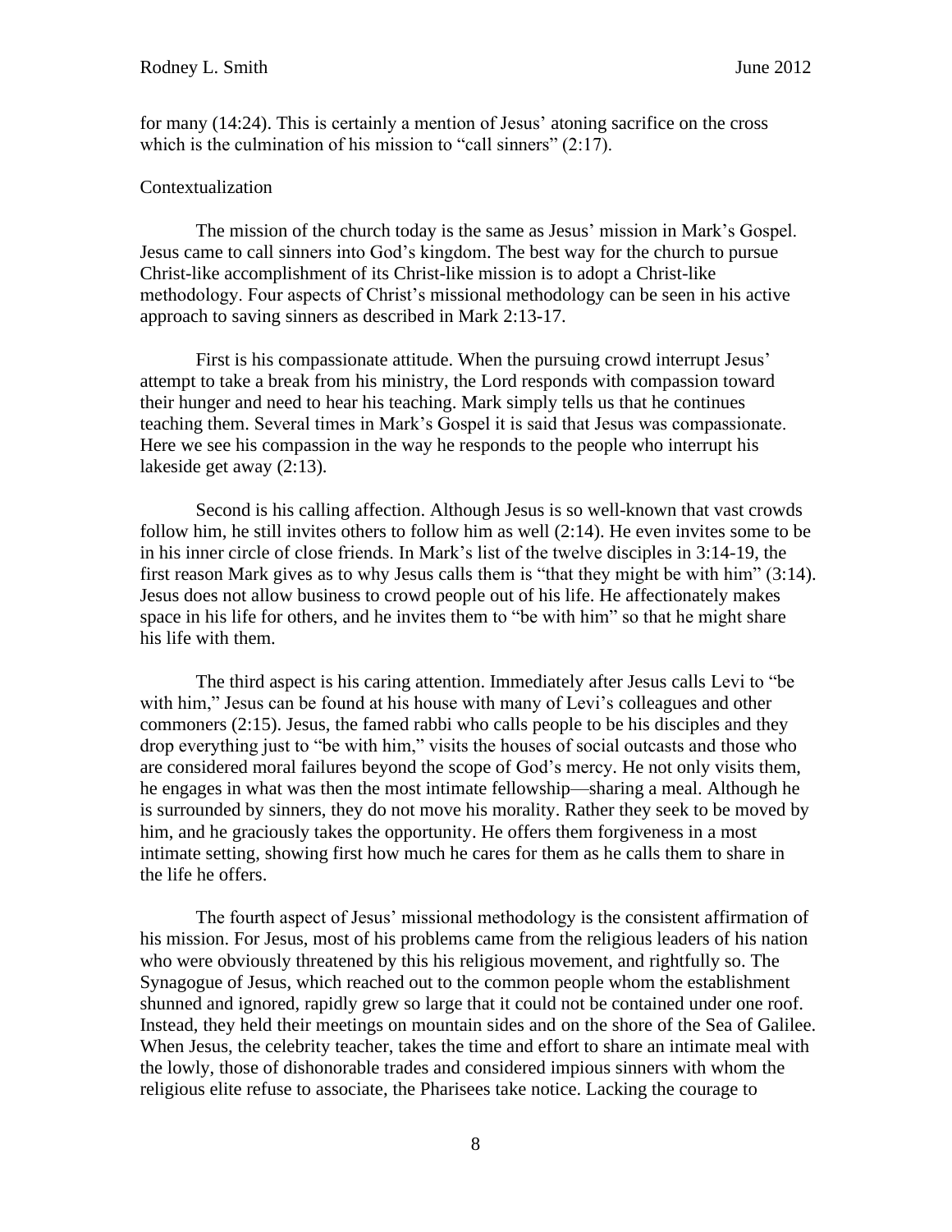for many (14:24). This is certainly a mention of Jesus' atoning sacrifice on the cross which is the culmination of his mission to "call sinners" (2:17).

## Contextualization

The mission of the church today is the same as Jesus' mission in Mark's Gospel. Jesus came to call sinners into God's kingdom. The best way for the church to pursue Christ-like accomplishment of its Christ-like mission is to adopt a Christ-like methodology. Four aspects of Christ's missional methodology can be seen in his active approach to saving sinners as described in Mark 2:13-17.

First is his compassionate attitude. When the pursuing crowd interrupt Jesus' attempt to take a break from his ministry, the Lord responds with compassion toward their hunger and need to hear his teaching. Mark simply tells us that he continues teaching them. Several times in Mark's Gospel it is said that Jesus was compassionate. Here we see his compassion in the way he responds to the people who interrupt his lakeside get away (2:13).

Second is his calling affection. Although Jesus is so well-known that vast crowds follow him, he still invites others to follow him as well (2:14). He even invites some to be in his inner circle of close friends. In Mark's list of the twelve disciples in 3:14-19, the first reason Mark gives as to why Jesus calls them is "that they might be with him" (3:14). Jesus does not allow business to crowd people out of his life. He affectionately makes space in his life for others, and he invites them to "be with him" so that he might share his life with them.

The third aspect is his caring attention. Immediately after Jesus calls Levi to "be with him," Jesus can be found at his house with many of Levi's colleagues and other commoners (2:15). Jesus, the famed rabbi who calls people to be his disciples and they drop everything just to "be with him," visits the houses of social outcasts and those who are considered moral failures beyond the scope of God's mercy. He not only visits them, he engages in what was then the most intimate fellowship—sharing a meal. Although he is surrounded by sinners, they do not move his morality. Rather they seek to be moved by him, and he graciously takes the opportunity. He offers them forgiveness in a most intimate setting, showing first how much he cares for them as he calls them to share in the life he offers.

The fourth aspect of Jesus' missional methodology is the consistent affirmation of his mission. For Jesus, most of his problems came from the religious leaders of his nation who were obviously threatened by this his religious movement, and rightfully so. The Synagogue of Jesus, which reached out to the common people whom the establishment shunned and ignored, rapidly grew so large that it could not be contained under one roof. Instead, they held their meetings on mountain sides and on the shore of the Sea of Galilee. When Jesus, the celebrity teacher, takes the time and effort to share an intimate meal with the lowly, those of dishonorable trades and considered impious sinners with whom the religious elite refuse to associate, the Pharisees take notice. Lacking the courage to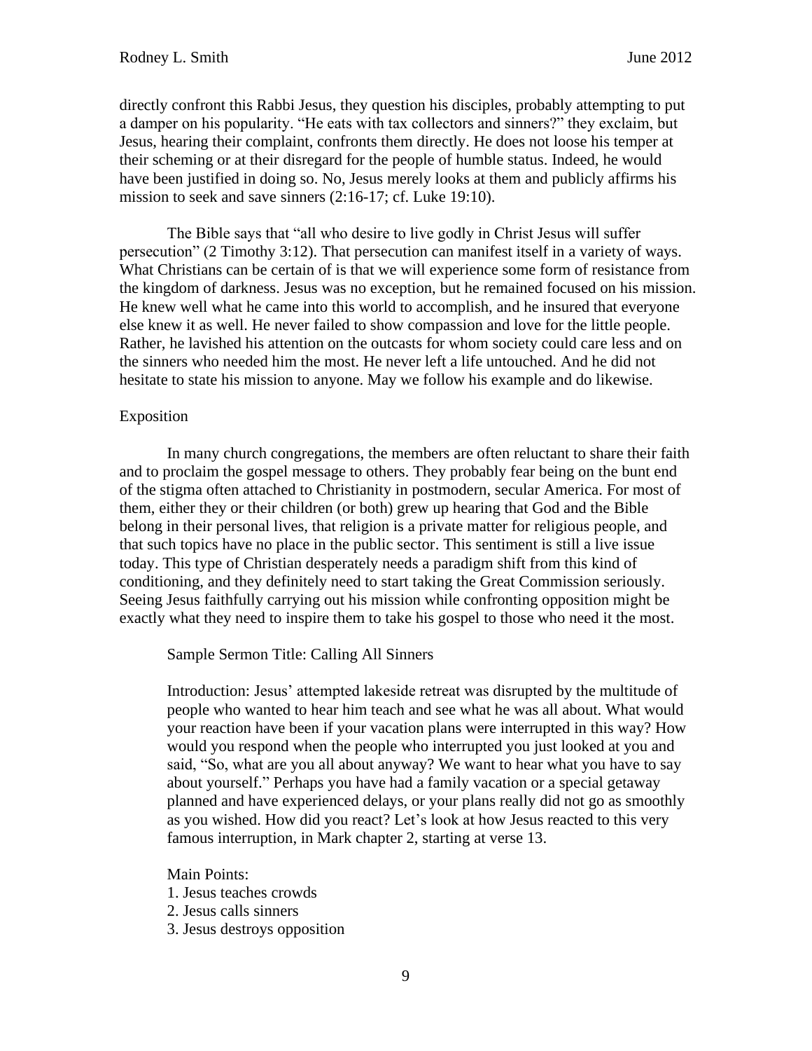directly confront this Rabbi Jesus, they question his disciples, probably attempting to put a damper on his popularity. "He eats with tax collectors and sinners?" they exclaim, but Jesus, hearing their complaint, confronts them directly. He does not loose his temper at their scheming or at their disregard for the people of humble status. Indeed, he would have been justified in doing so. No, Jesus merely looks at them and publicly affirms his mission to seek and save sinners (2:16-17; cf. Luke 19:10).

The Bible says that "all who desire to live godly in Christ Jesus will suffer persecution" (2 Timothy 3:12). That persecution can manifest itself in a variety of ways. What Christians can be certain of is that we will experience some form of resistance from the kingdom of darkness. Jesus was no exception, but he remained focused on his mission. He knew well what he came into this world to accomplish, and he insured that everyone else knew it as well. He never failed to show compassion and love for the little people. Rather, he lavished his attention on the outcasts for whom society could care less and on the sinners who needed him the most. He never left a life untouched. And he did not hesitate to state his mission to anyone. May we follow his example and do likewise.

## Exposition

In many church congregations, the members are often reluctant to share their faith and to proclaim the gospel message to others. They probably fear being on the bunt end of the stigma often attached to Christianity in postmodern, secular America. For most of them, either they or their children (or both) grew up hearing that God and the Bible belong in their personal lives, that religion is a private matter for religious people, and that such topics have no place in the public sector. This sentiment is still a live issue today. This type of Christian desperately needs a paradigm shift from this kind of conditioning, and they definitely need to start taking the Great Commission seriously. Seeing Jesus faithfully carrying out his mission while confronting opposition might be exactly what they need to inspire them to take his gospel to those who need it the most.

Sample Sermon Title: Calling All Sinners

Introduction: Jesus' attempted lakeside retreat was disrupted by the multitude of people who wanted to hear him teach and see what he was all about. What would your reaction have been if your vacation plans were interrupted in this way? How would you respond when the people who interrupted you just looked at you and said, "So, what are you all about anyway? We want to hear what you have to say about yourself." Perhaps you have had a family vacation or a special getaway planned and have experienced delays, or your plans really did not go as smoothly as you wished. How did you react? Let's look at how Jesus reacted to this very famous interruption, in Mark chapter 2, starting at verse 13.

Main Points:
1. Jesus teaches crowds
2. Jesus calls sinners
3. Jesus destroys opposition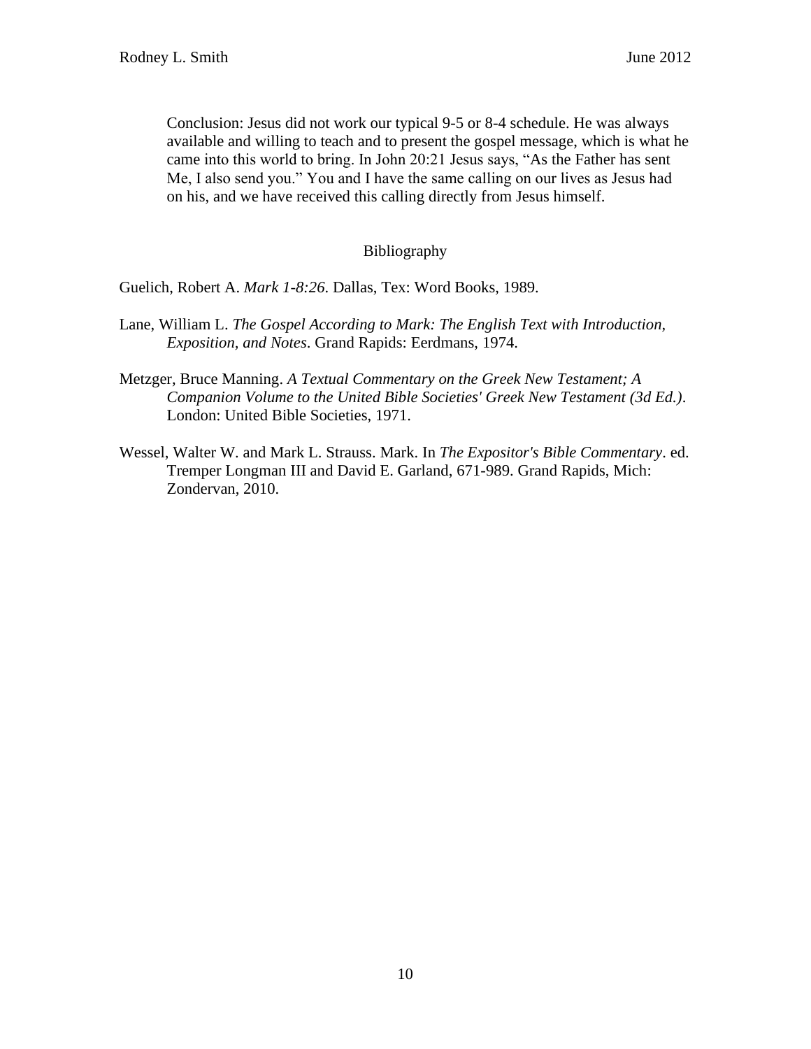Conclusion: Jesus did not work our typical 9-5 or 8-4 schedule. He was always available and willing to teach and to present the gospel message, which is what he came into this world to bring. In John 20:21 Jesus says, "As the Father has sent Me, I also send you." You and I have the same calling on our lives as Jesus had on his, and we have received this calling directly from Jesus himself.

## Bibliography

Guelich, Robert A. *Mark 1-8:26*. Dallas, Tex: Word Books, 1989.

Lane, William L. *The Gospel According to Mark: The English Text with Introduction, Exposition, and Notes*. Grand Rapids: Eerdmans, 1974.

Metzger, Bruce Manning. *A Textual Commentary on the Greek New Testament; A Companion Volume to the United Bible Societies' Greek New Testament (3d Ed.)*. London: United Bible Societies, 1971.

Wessel, Walter W. and Mark L. Strauss. Mark. In *The Expositor's Bible Commentary*. ed. Tremper Longman III and David E. Garland, 671-989. Grand Rapids, Mich: Zondervan, 2010.